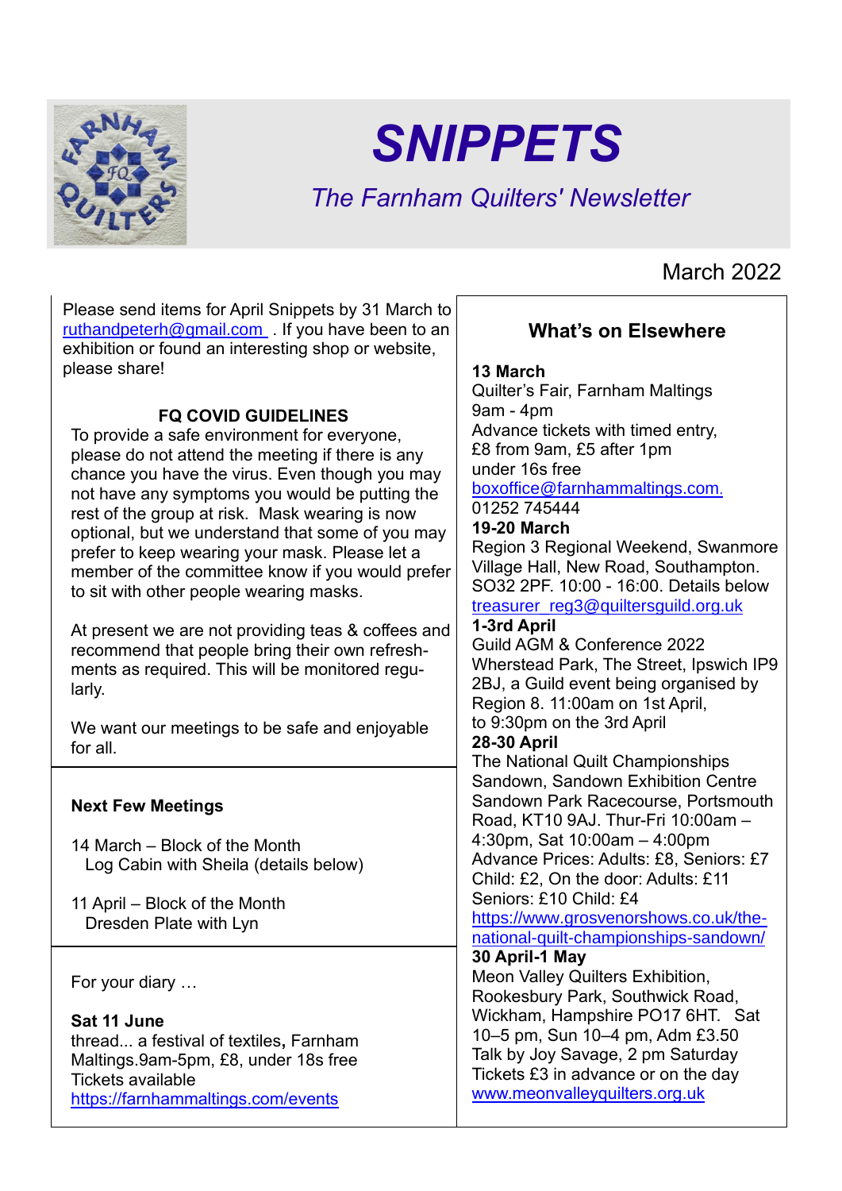# SNIPPETS

*The Farnham Quilters' Newsletter*

March 2022

Please send items for April Snippets by 31 March to ruthandpeterh@gmail.com . If you have been to an exhibition or found an interesting shop or website, please share!

**FQ COVID GUIDELINES**

To provide a safe environment for everyone, please do not attend the meeting if there is any chance you have the virus. Even though you may not have any symptoms you would be putting the rest of the group at risk. Mask wearing is now optional, but we understand that some of you may prefer to keep wearing your mask. Please let a member of the committee know if you would prefer to sit with other people wearing masks.

At present we are not providing teas & coffees and recommend that people bring their own refreshments as required. This will be monitored regularly.

We want our meetings to be safe and enjoyable for all.

**Next Few Meetings**

14 March – Block of the Month
Log Cabin with Sheila (details below)

11 April – Block of the Month
Dresden Plate with Lyn

For your diary …

**Sat 11 June**
thread... a festival of textiles**,** Farnham Maltings.9am-5pm, £8, under 18s free
Tickets available
https://farnhammaltings.com/events

## What's on Elsewhere

**13 March**
Quilter's Fair, Farnham Maltings
9am - 4pm
Advance tickets with timed entry, £8 from 9am, £5 after 1pm
under 16s free
boxoffice@farnhammaltings.com.
01252 745444

**19-20 March**
Region 3 Regional Weekend, Swanmore Village Hall, New Road, Southampton. SO32 2PF. 10:00 - 16:00. Details below
treasurer_reg3@quiltersguild.org.uk

**1-3rd April**
Guild AGM & Conference 2022
Wherstead Park, The Street, Ipswich IP9 2BJ, a Guild event being organised by Region 8. 11:00am on 1st April, to 9:30pm on the 3rd April

**28-30 April**
The National Quilt Championships Sandown, Sandown Exhibition Centre Sandown Park Racecourse, Portsmouth Road, KT10 9AJ. Thur-Fri 10:00am – 4:30pm, Sat 10:00am – 4:00pm
Advance Prices: Adults: £8, Seniors: £7 Child: £2, On the door: Adults: £11 Seniors: £10 Child: £4
https://www.grosvenorshows.co.uk/the-national-quilt-championships-sandown/

**30 April-1 May**
Meon Valley Quilters Exhibition, Rookesbury Park, Southwick Road, Wickham, Hampshire PO17 6HT. Sat 10–5 pm, Sun 10–4 pm, Adm £3.50
Talk by Joy Savage, 2 pm Saturday
Tickets £3 in advance or on the day
www.meonvalleyquilters.org.uk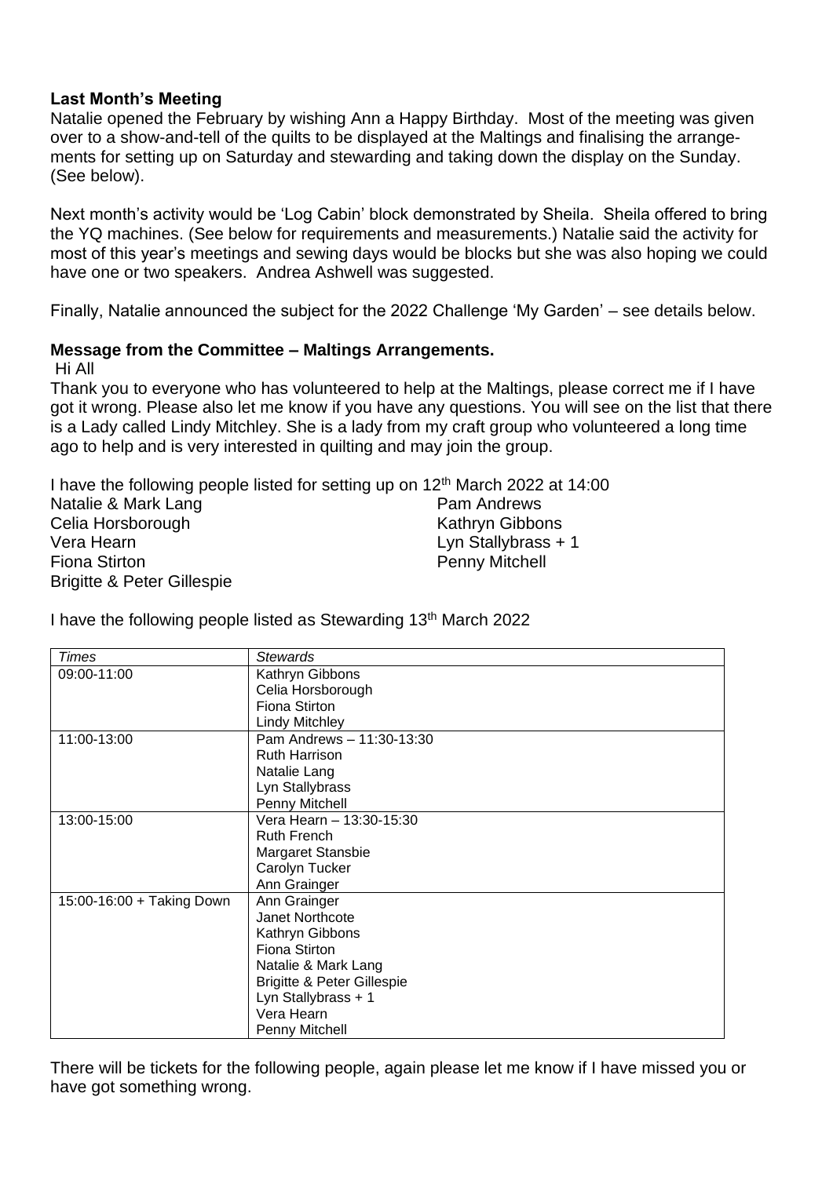**Last Month's Meeting**

Natalie opened the February by wishing Ann a Happy Birthday. Most of the meeting was given over to a show-and-tell of the quilts to be displayed at the Maltings and finalising the arrangements for setting up on Saturday and stewarding and taking down the display on the Sunday. (See below).

Next month's activity would be 'Log Cabin' block demonstrated by Sheila. Sheila offered to bring the YQ machines. (See below for requirements and measurements.) Natalie said the activity for most of this year's meetings and sewing days would be blocks but she was also hoping we could have one or two speakers. Andrea Ashwell was suggested.

Finally, Natalie announced the subject for the 2022 Challenge 'My Garden' – see details below.

**Message from the Committee – Maltings Arrangements.**

Hi All

Thank you to everyone who has volunteered to help at the Maltings, please correct me if I have got it wrong. Please also let me know if you have any questions. You will see on the list that there is a Lady called Lindy Mitchley. She is a lady from my craft group who volunteered a long time ago to help and is very interested in quilting and may join the group.

I have the following people listed for setting up on 12th March 2022 at 14:00

Natalie & Mark Lang
Celia Horsborough
Vera Hearn
Fiona Stirton
Brigitte & Peter Gillespie
Pam Andrews
Kathryn Gibbons
Lyn Stallybrass + 1
Penny Mitchell

I have the following people listed as Stewarding 13th March 2022

| *Times* | *Stewards* |
|---|---|
| 09:00-11:00 | Kathryn Gibbons<br>Celia Horsborough<br>Fiona Stirton<br>Lindy Mitchley |
| 11:00-13:00 | Pam Andrews – 11:30-13:30<br>Ruth Harrison<br>Natalie Lang<br>Lyn Stallybrass<br>Penny Mitchell |
| 13:00-15:00 | Vera Hearn – 13:30-15:30<br>Ruth French<br>Margaret Stansbie<br>Carolyn Tucker<br>Ann Grainger |
| 15:00-16:00 + Taking Down | Ann Grainger<br>Janet Northcote<br>Kathryn Gibbons<br>Fiona Stirton<br>Natalie & Mark Lang<br>Brigitte & Peter Gillespie<br>Lyn Stallybrass + 1<br>Vera Hearn<br>Penny Mitchell |

There will be tickets for the following people, again please let me know if I have missed you or have got something wrong.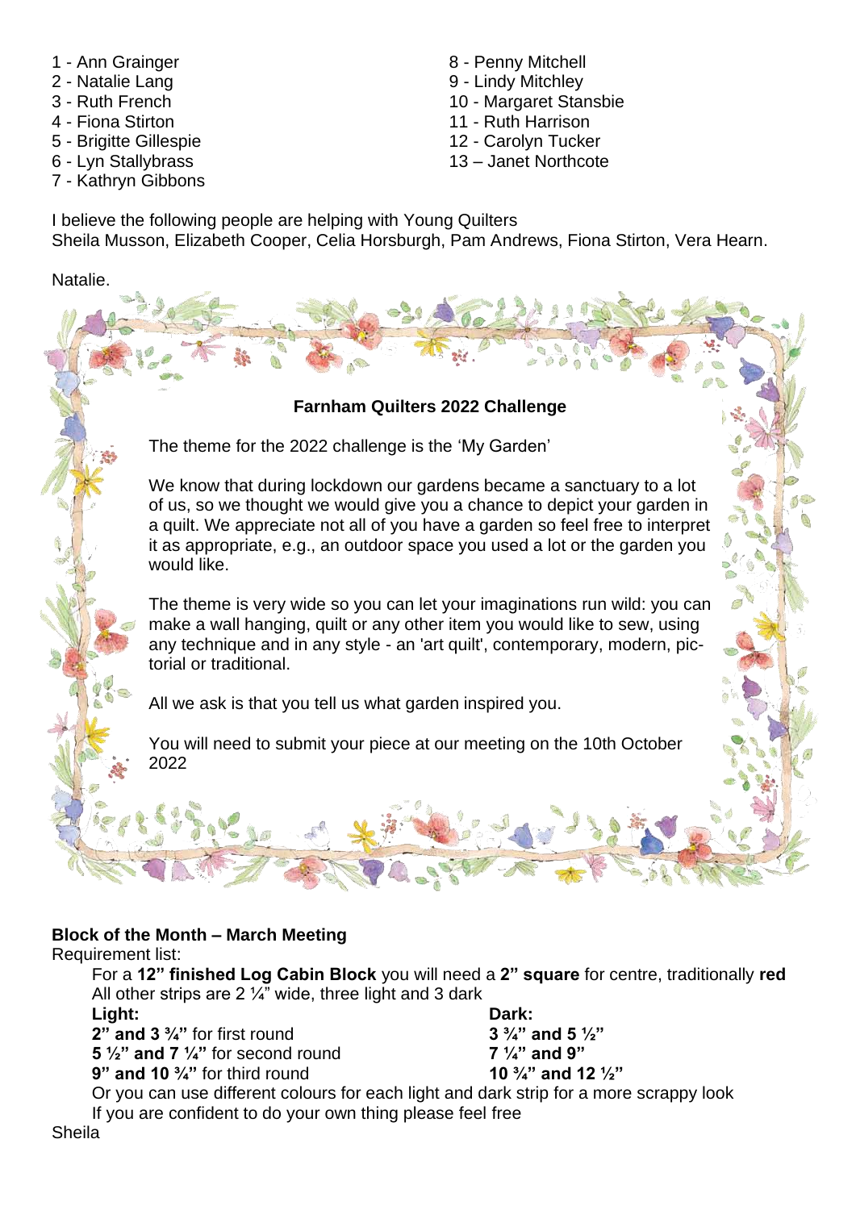1 - Ann Grainger
2 - Natalie Lang
3 - Ruth French
4 - Fiona Stirton
5 - Brigitte Gillespie
6 - Lyn Stallybrass
7 - Kathryn Gibbons
8 - Penny Mitchell
9 - Lindy Mitchley
10 - Margaret Stansbie
11 - Ruth Harrison
12 - Carolyn Tucker
13 – Janet Northcote

I believe the following people are helping with Young Quilters
Sheila Musson, Elizabeth Cooper, Celia Horsburgh, Pam Andrews, Fiona Stirton, Vera Hearn.

Natalie.

**Farnham Quilters 2022 Challenge**

The theme for the 2022 challenge is the 'My Garden'

We know that during lockdown our gardens became a sanctuary to a lot of us, so we thought we would give you a chance to depict your garden in a quilt. We appreciate not all of you have a garden so feel free to interpret it as appropriate, e.g., an outdoor space you used a lot or the garden you would like.

The theme is very wide so you can let your imaginations run wild: you can make a wall hanging, quilt or any other item you would like to sew, using any technique and in any style - an 'art quilt', contemporary, modern, pictorial or traditional.

All we ask is that you tell us what garden inspired you.

You will need to submit your piece at our meeting on the 10th October 2022

**Block of the Month – March Meeting**

Requirement list:

For a **12" finished Log Cabin Block** you will need a **2" square** for centre, traditionally **red**
All other strips are 2 ¼" wide, three light and 3 dark

| **Light:** | **Dark:** |
|---|---|
| **2" and 3 ¾"** for first round | **3 ¾" and 5 ½"** |
| **5 ½" and 7 ¼"** for second round | **7 ¼" and 9"** |
| **9" and 10 ¾"** for third round | **10 ¾" and 12 ½"** |

Or you can use different colours for each light and dark strip for a more scrappy look
If you are confident to do your own thing please feel free

Sheila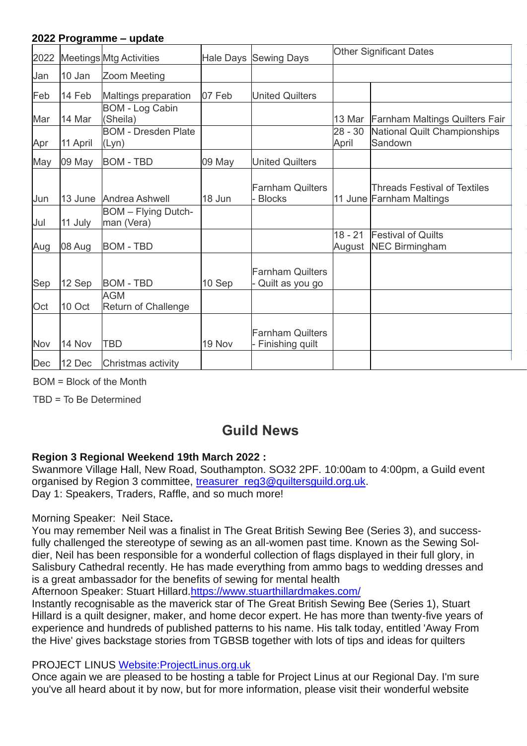**2022 Programme – update**

| 2022 | Meetings | Mtg Activities | Hale Days | Sewing Days | Other Significant Dates | |
|---|---|---|---|---|---|---|
| Jan | 10 Jan | Zoom Meeting | | | | |
| Feb | 14 Feb | Maltings preparation | 07 Feb | United Quilters | | |
| Mar | 14 Mar | BOM - Log Cabin (Sheila) | | | 13 Mar | Farnham Maltings Quilters Fair |
| Apr | 11 April | BOM - Dresden Plate (Lyn) | | | 28 - 30 April | National Quilt Championships Sandown |
| May | 09 May | BOM - TBD | 09 May | United Quilters | | |
| Jun | 13 June | Andrea Ashwell | 18 Jun | Farnham Quilters - Blocks | 11 June | Threads Festival of Textiles Farnham Maltings |
| Jul | 11 July | BOM – Flying Dutch-man (Vera) | | | | |
| Aug | 08 Aug | BOM - TBD | | | 18 - 21 August | Festival of Quilts NEC Birmingham |
| Sep | 12 Sep | BOM - TBD | 10 Sep | Farnham Quilters - Quilt as you go | | |
| Oct | 10 Oct | AGM Return of Challenge | | | | |
| Nov | 14 Nov | TBD | 19 Nov | Farnham Quilters - Finishing quilt | | |
| Dec | 12 Dec | Christmas activity | | | | |

BOM = Block of the Month

TBD = To Be Determined

## Guild News

**Region 3 Regional Weekend 19th March 2022 :**
Swanmore Village Hall, New Road, Southampton. SO32 2PF. 10:00am to 4:00pm, a Guild event organised by Region 3 committee, treasurer_reg3@quiltersguild.org.uk.
Day 1: Speakers, Traders, Raffle, and so much more!

Morning Speaker: Neil Stace**.**
You may remember Neil was a finalist in The Great British Sewing Bee (Series 3), and successfully challenged the stereotype of sewing as an all-women past time. Known as the Sewing Soldier, Neil has been responsible for a wonderful collection of flags displayed in their full glory, in Salisbury Cathedral recently. He has made everything from ammo bags to wedding dresses and is a great ambassador for the benefits of sewing for mental health
Afternoon Speaker: Stuart Hillard.https://www.stuarthillardmakes.com/
Instantly recognisable as the maverick star of The Great British Sewing Bee (Series 1), Stuart Hillard is a quilt designer, maker, and home decor expert. He has more than twenty-five years of experience and hundreds of published patterns to his name. His talk today, entitled 'Away From the Hive' gives backstage stories from TGBSB together with lots of tips and ideas for quilters

PROJECT LINUS Website:ProjectLinus.org.uk
Once again we are pleased to be hosting a table for Project Linus at our Regional Day. I'm sure you've all heard about it by now, but for more information, please visit their wonderful website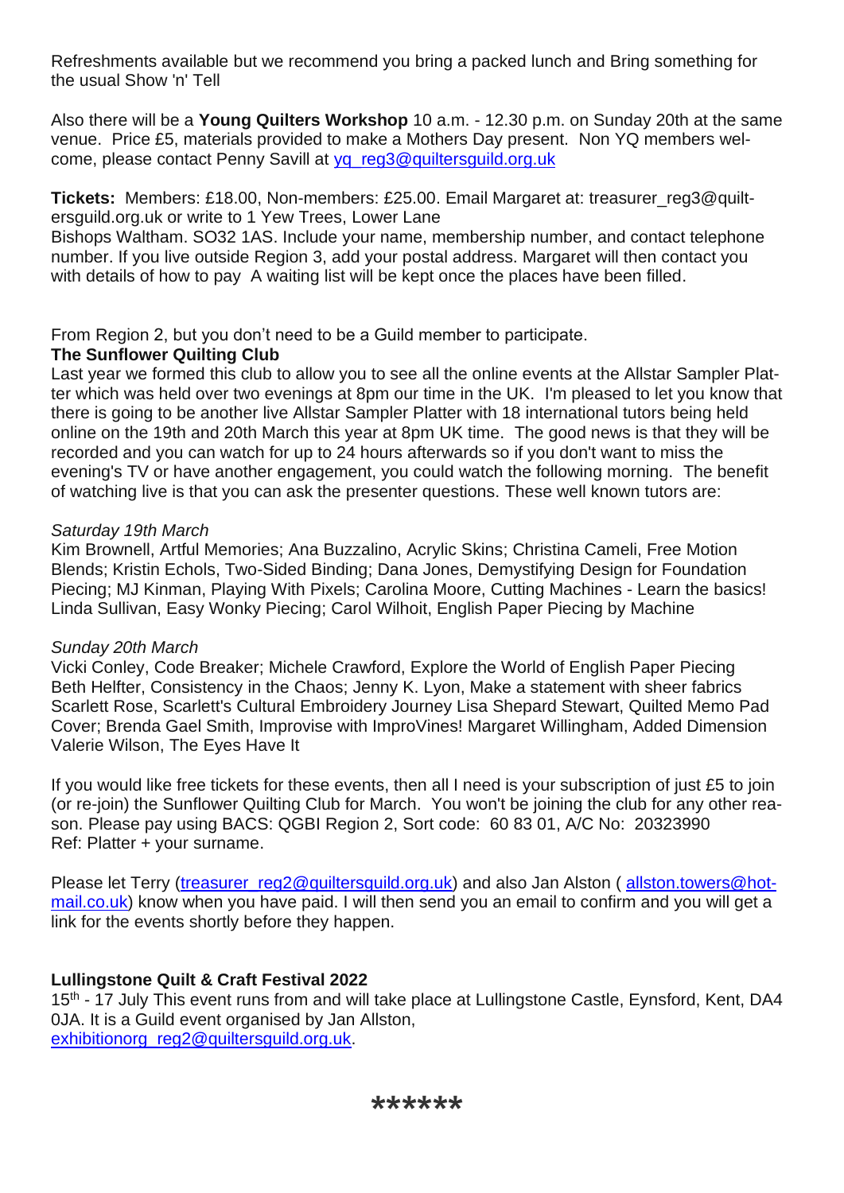Refreshments available but we recommend you bring a packed lunch and Bring something for the usual Show 'n' Tell

Also there will be a **Young Quilters Workshop** 10 a.m. - 12.30 p.m. on Sunday 20th at the same venue. Price £5, materials provided to make a Mothers Day present. Non YQ members welcome, please contact Penny Savill at yq_reg3@quiltersguild.org.uk

**Tickets:** Members: £18.00, Non-members: £25.00. Email Margaret at: treasurer_reg3@quiltersguild.org.uk or write to 1 Yew Trees, Lower Lane
Bishops Waltham. SO32 1AS. Include your name, membership number, and contact telephone number. If you live outside Region 3, add your postal address. Margaret will then contact you with details of how to pay  A waiting list will be kept once the places have been filled.

From Region 2, but you don't need to be a Guild member to participate.

**The Sunflower Quilting Club**

Last year we formed this club to allow you to see all the online events at the Allstar Sampler Platter which was held over two evenings at 8pm our time in the UK. I'm pleased to let you know that there is going to be another live Allstar Sampler Platter with 18 international tutors being held online on the 19th and 20th March this year at 8pm UK time. The good news is that they will be recorded and you can watch for up to 24 hours afterwards so if you don't want to miss the evening's TV or have another engagement, you could watch the following morning. The benefit of watching live is that you can ask the presenter questions. These well known tutors are:

*Saturday 19th March*

Kim Brownell, Artful Memories; Ana Buzzalino, Acrylic Skins; Christina Cameli, Free Motion Blends; Kristin Echols, Two-Sided Binding; Dana Jones, Demystifying Design for Foundation Piecing; MJ Kinman, Playing With Pixels; Carolina Moore, Cutting Machines - Learn the basics! Linda Sullivan, Easy Wonky Piecing; Carol Wilhoit, English Paper Piecing by Machine

*Sunday 20th March*

Vicki Conley, Code Breaker; Michele Crawford, Explore the World of English Paper Piecing Beth Helfter, Consistency in the Chaos; Jenny K. Lyon, Make a statement with sheer fabrics Scarlett Rose, Scarlett's Cultural Embroidery Journey Lisa Shepard Stewart, Quilted Memo Pad Cover; Brenda Gael Smith, Improvise with ImproVines! Margaret Willingham, Added Dimension Valerie Wilson, The Eyes Have It

If you would like free tickets for these events, then all I need is your subscription of just £5 to join (or re-join) the Sunflower Quilting Club for March. You won't be joining the club for any other reason. Please pay using BACS: QGBI Region 2, Sort code: 60 83 01, A/C No: 20323990
Ref: Platter + your surname.

Please let Terry (treasurer_reg2@quiltersguild.org.uk) and also Jan Alston ( allston.towers@hotmail.co.uk) know when you have paid. I will then send you an email to confirm and you will get a link for the events shortly before they happen.

**Lullingstone Quilt & Craft Festival 2022**

15th - 17 July This event runs from and will take place at Lullingstone Castle, Eynsford, Kent, DA4 0JA. It is a Guild event organised by Jan Allston,
exhibitionorg_reg2@quiltersguild.org.uk.

******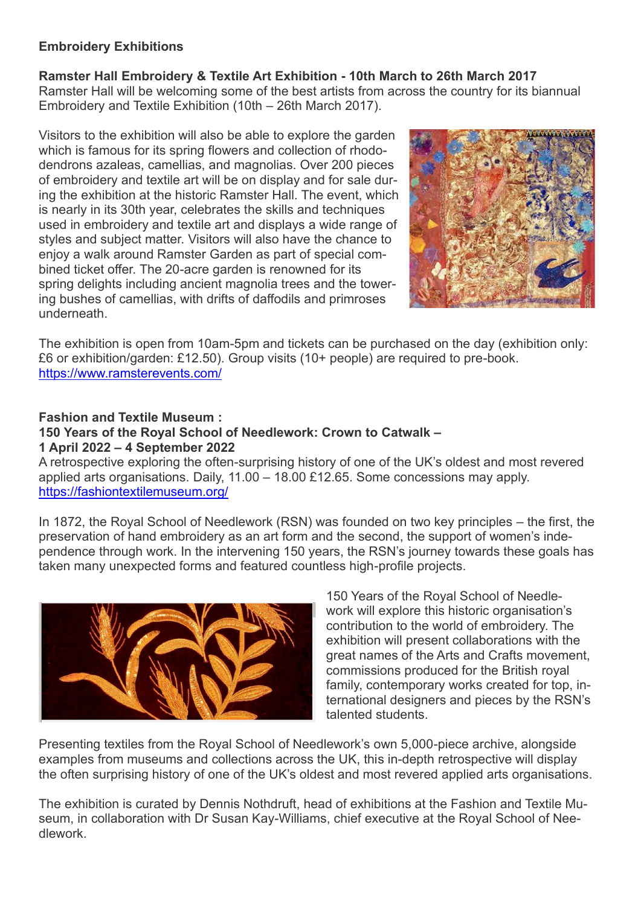**Embroidery Exhibitions**

**Ramster Hall Embroidery & Textile Art Exhibition - 10th March to 26th March 2017**
Ramster Hall will be welcoming some of the best artists from across the country for its biannual Embroidery and Textile Exhibition (10th – 26th March 2017).

Visitors to the exhibition will also be able to explore the garden which is famous for its spring flowers and collection of rhododendrons azaleas, camellias, and magnolias. Over 200 pieces of embroidery and textile art will be on display and for sale during the exhibition at the historic Ramster Hall. The event, which is nearly in its 30th year, celebrates the skills and techniques used in embroidery and textile art and displays a wide range of styles and subject matter. Visitors will also have the chance to enjoy a walk around Ramster Garden as part of special combined ticket offer. The 20-acre garden is renowned for its spring delights including ancient magnolia trees and the towering bushes of camellias, with drifts of daffodils and primroses underneath.

The exhibition is open from 10am-5pm and tickets can be purchased on the day (exhibition only: £6 or exhibition/garden: £12.50). Group visits (10+ people) are required to pre-book.
https://www.ramsterevents.com/

**Fashion and Textile Museum :**
**150 Years of the Royal School of Needlework: Crown to Catwalk –**
**1 April 2022 – 4 September 2022**
A retrospective exploring the often-surprising history of one of the UK's oldest and most revered applied arts organisations. Daily, 11.00 – 18.00 £12.65. Some concessions may apply.
https://fashiontextilemuseum.org/

In 1872, the Royal School of Needlework (RSN) was founded on two key principles – the first, the preservation of hand embroidery as an art form and the second, the support of women's independence through work. In the intervening 150 years, the RSN's journey towards these goals has taken many unexpected forms and featured countless high-profile projects.

150 Years of the Royal School of Needlework will explore this historic organisation's contribution to the world of embroidery. The exhibition will present collaborations with the great names of the Arts and Crafts movement, commissions produced for the British royal family, contemporary works created for top, international designers and pieces by the RSN's talented students.

Presenting textiles from the Royal School of Needlework's own 5,000-piece archive, alongside examples from museums and collections across the UK, this in-depth retrospective will display the often surprising history of one of the UK's oldest and most revered applied arts organisations.

The exhibition is curated by Dennis Nothdruft, head of exhibitions at the Fashion and Textile Museum, in collaboration with Dr Susan Kay-Williams, chief executive at the Royal School of Needlework.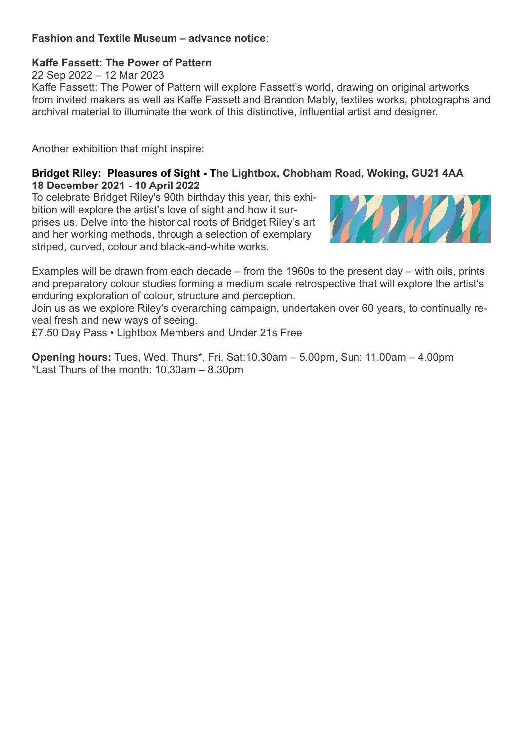**Fashion and Textile Museum – advance notice**:

**Kaffe Fassett: The Power of Pattern**
22 Sep 2022 – 12 Mar 2023
Kaffe Fassett: The Power of Pattern will explore Fassett's world, drawing on original artworks from invited makers as well as Kaffe Fassett and Brandon Mably, textiles works, photographs and archival material to illuminate the work of this distinctive, influential artist and designer.

Another exhibition that might inspire:

**Bridget Riley: Pleasures of Sight - The Lightbox, Chobham Road, Woking, GU21 4AA**
**18 December 2021 - 10 April 2022**
To celebrate Bridget Riley's 90th birthday this year, this exhibition will explore the artist's love of sight and how it surprises us. Delve into the historical roots of Bridget Riley's art and her working methods, through a selection of exemplary striped, curved, colour and black-and-white works.

Examples will be drawn from each decade – from the 1960s to the present day – with oils, prints and preparatory colour studies forming a medium scale retrospective that will explore the artist's enduring exploration of colour, structure and perception.
Join us as we explore Riley's overarching campaign, undertaken over 60 years, to continually reveal fresh and new ways of seeing.
£7.50 Day Pass • Lightbox Members and Under 21s Free

**Opening hours:** Tues, Wed, Thurs*, Fri, Sat:10.30am – 5.00pm, Sun: 11.00am – 4.00pm
*Last Thurs of the month: 10.30am – 8.30pm